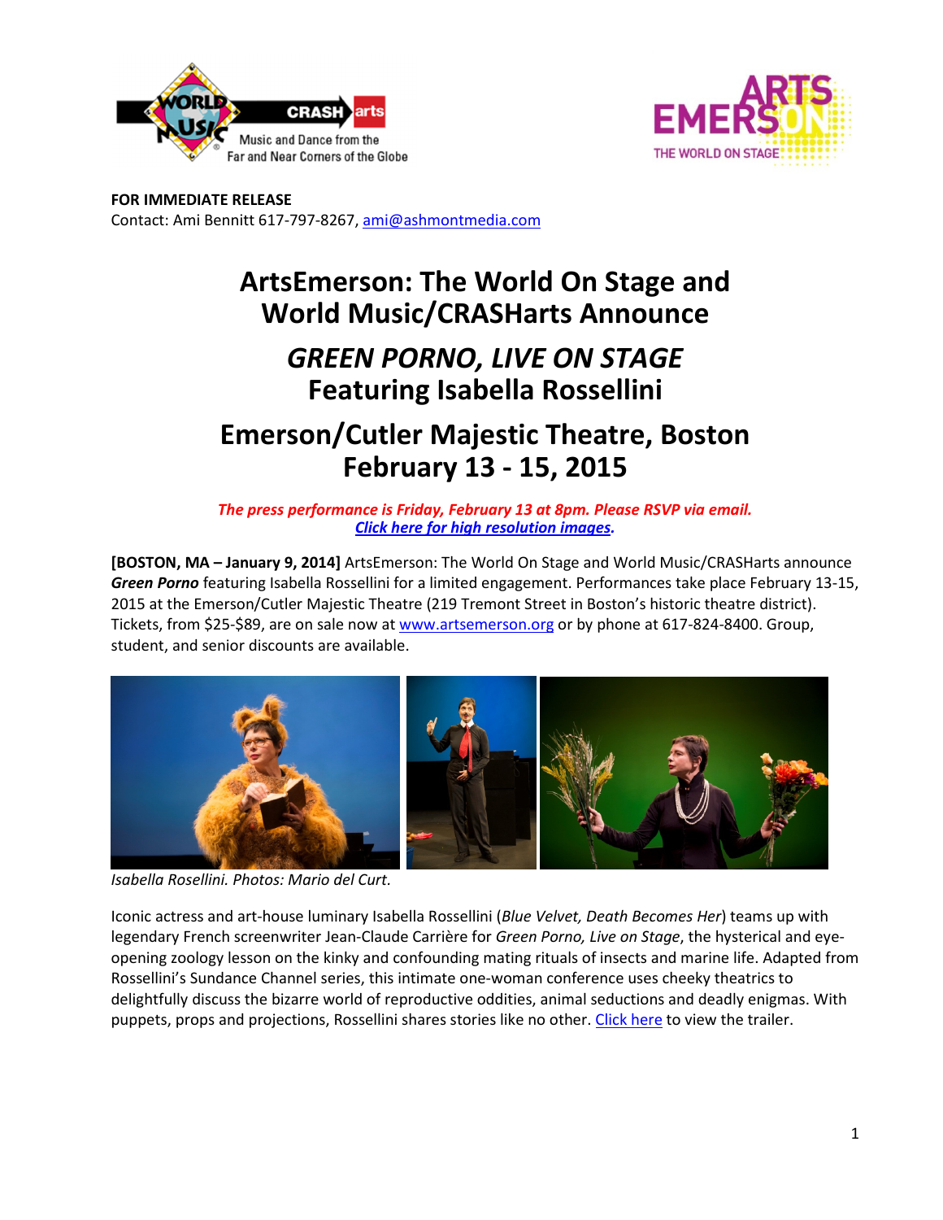**FOR IMMEDIATE RELEASE**
Contact: Ami Bennitt 617-797-8267, ami@ashmontmedia.com

# ArtsEmerson: The World On Stage and World Music/CRASHarts Announce

# *GREEN PORNO, LIVE ON STAGE* Featuring Isabella Rossellini

# Emerson/Cutler Majestic Theatre, Boston February 13 - 15, 2015

***The press performance is Friday, February 13 at 8pm. Please RSVP via email.***
***Click here for high resolution images.***

**[BOSTON, MA – January 9, 2014]** ArtsEmerson: The World On Stage and World Music/CRASHarts announce ***Green Porno*** featuring Isabella Rossellini for a limited engagement. Performances take place February 13-15, 2015 at the Emerson/Cutler Majestic Theatre (219 Tremont Street in Boston's historic theatre district). Tickets, from $25-$89, are on sale now at www.artsemerson.org or by phone at 617-824-8400. Group, student, and senior discounts are available.

*Isabella Rosellini. Photos: Mario del Curt.*

Iconic actress and art-house luminary Isabella Rossellini (*Blue Velvet, Death Becomes Her*) teams up with legendary French screenwriter Jean-Claude Carrière for *Green Porno, Live on Stage*, the hysterical and eye-opening zoology lesson on the kinky and confounding mating rituals of insects and marine life. Adapted from Rossellini's Sundance Channel series, this intimate one-woman conference uses cheeky theatrics to delightfully discuss the bizarre world of reproductive oddities, animal seductions and deadly enigmas. With puppets, props and projections, Rossellini shares stories like no other. Click here to view the trailer.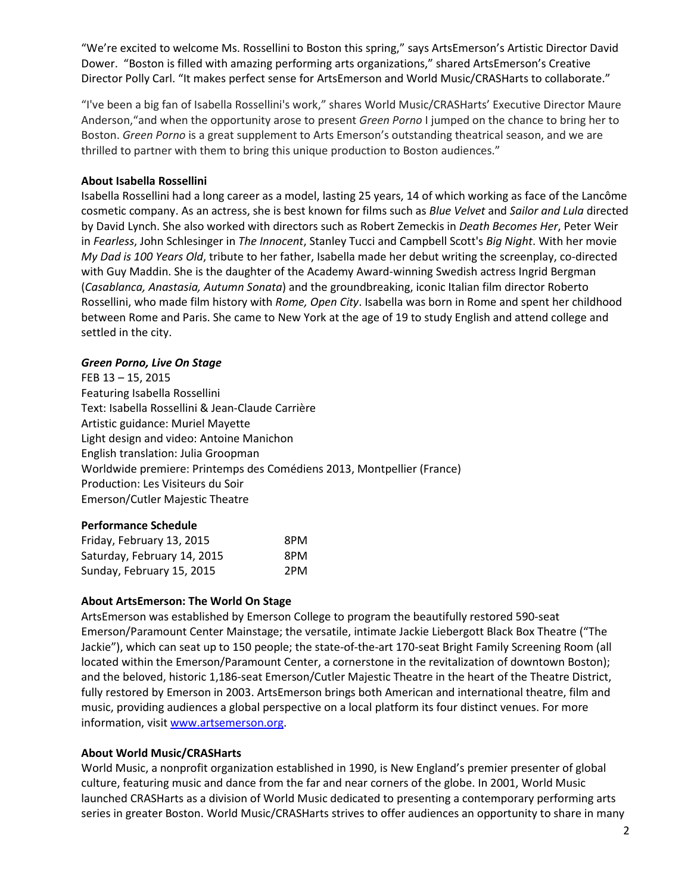"We're excited to welcome Ms. Rossellini to Boston this spring," says ArtsEmerson's Artistic Director David Dower. "Boston is filled with amazing performing arts organizations," shared ArtsEmerson's Creative Director Polly Carl. "It makes perfect sense for ArtsEmerson and World Music/CRASHarts to collaborate."

"I've been a big fan of Isabella Rossellini's work," shares World Music/CRASHarts' Executive Director Maure Anderson,"and when the opportunity arose to present *Green Porno* I jumped on the chance to bring her to Boston. *Green Porno* is a great supplement to Arts Emerson's outstanding theatrical season, and we are thrilled to partner with them to bring this unique production to Boston audiences."

**About Isabella Rossellini**

Isabella Rossellini had a long career as a model, lasting 25 years, 14 of which working as face of the Lancôme cosmetic company. As an actress, she is best known for films such as *Blue Velvet* and *Sailor and Lula* directed by David Lynch. She also worked with directors such as Robert Zemeckis in *Death Becomes Her*, Peter Weir in *Fearless*, John Schlesinger in *The Innocent*, Stanley Tucci and Campbell Scott's *Big Night*. With her movie *My Dad is 100 Years Old*, tribute to her father, Isabella made her debut writing the screenplay, co-directed with Guy Maddin. She is the daughter of the Academy Award-winning Swedish actress Ingrid Bergman (*Casablanca, Anastasia, Autumn Sonata*) and the groundbreaking, iconic Italian film director Roberto Rossellini, who made film history with *Rome, Open City*. Isabella was born in Rome and spent her childhood between Rome and Paris. She came to New York at the age of 19 to study English and attend college and settled in the city.

***Green Porno, Live On Stage***

FEB 13 – 15, 2015
Featuring Isabella Rossellini
Text: Isabella Rossellini & Jean-Claude Carrière
Artistic guidance: Muriel Mayette
Light design and video: Antoine Manichon
English translation: Julia Groopman
Worldwide premiere: Printemps des Comédiens 2013, Montpellier (France)
Production: Les Visiteurs du Soir
Emerson/Cutler Majestic Theatre

**Performance Schedule**

| | |
|---|---|
| Friday, February 13, 2015 | 8PM |
| Saturday, February 14, 2015 | 8PM |
| Sunday, February 15, 2015 | 2PM |

**About ArtsEmerson: The World On Stage**

ArtsEmerson was established by Emerson College to program the beautifully restored 590-seat Emerson/Paramount Center Mainstage; the versatile, intimate Jackie Liebergott Black Box Theatre ("The Jackie"), which can seat up to 150 people; the state-of-the-art 170-seat Bright Family Screening Room (all located within the Emerson/Paramount Center, a cornerstone in the revitalization of downtown Boston); and the beloved, historic 1,186-seat Emerson/Cutler Majestic Theatre in the heart of the Theatre District, fully restored by Emerson in 2003. ArtsEmerson brings both American and international theatre, film and music, providing audiences a global perspective on a local platform its four distinct venues. For more information, visit www.artsemerson.org.

**About World Music/CRASHarts**

World Music, a nonprofit organization established in 1990, is New England's premier presenter of global culture, featuring music and dance from the far and near corners of the globe. In 2001, World Music launched CRASHarts as a division of World Music dedicated to presenting a contemporary performing arts series in greater Boston. World Music/CRASHarts strives to offer audiences an opportunity to share in many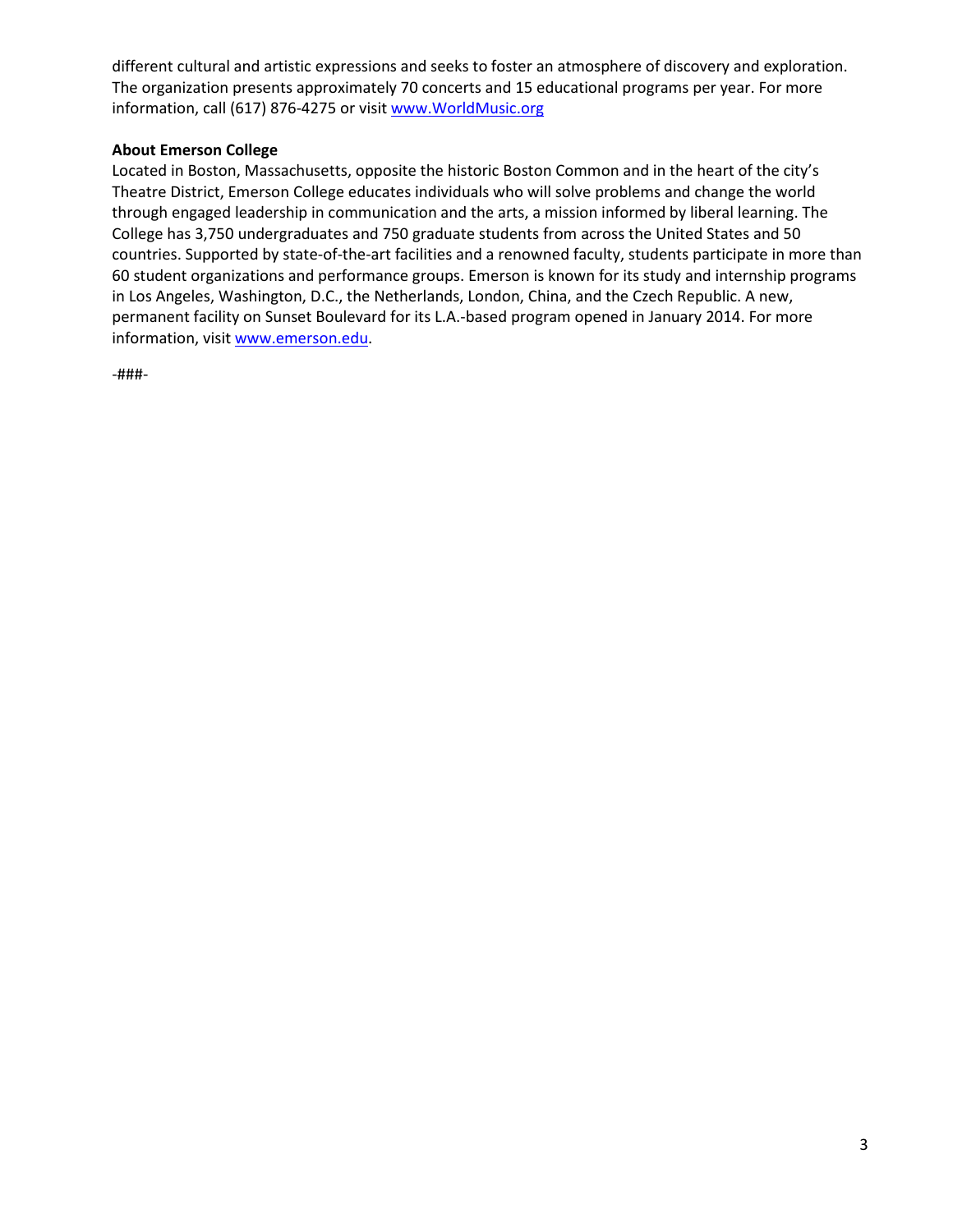different cultural and artistic expressions and seeks to foster an atmosphere of discovery and exploration. The organization presents approximately 70 concerts and 15 educational programs per year. For more information, call (617) 876-4275 or visit www.WorldMusic.org

**About Emerson College**

Located in Boston, Massachusetts, opposite the historic Boston Common and in the heart of the city's Theatre District, Emerson College educates individuals who will solve problems and change the world through engaged leadership in communication and the arts, a mission informed by liberal learning. The College has 3,750 undergraduates and 750 graduate students from across the United States and 50 countries. Supported by state-of-the-art facilities and a renowned faculty, students participate in more than 60 student organizations and performance groups. Emerson is known for its study and internship programs in Los Angeles, Washington, D.C., the Netherlands, London, China, and the Czech Republic. A new, permanent facility on Sunset Boulevard for its L.A.-based program opened in January 2014. For more information, visit www.emerson.edu.

-###-